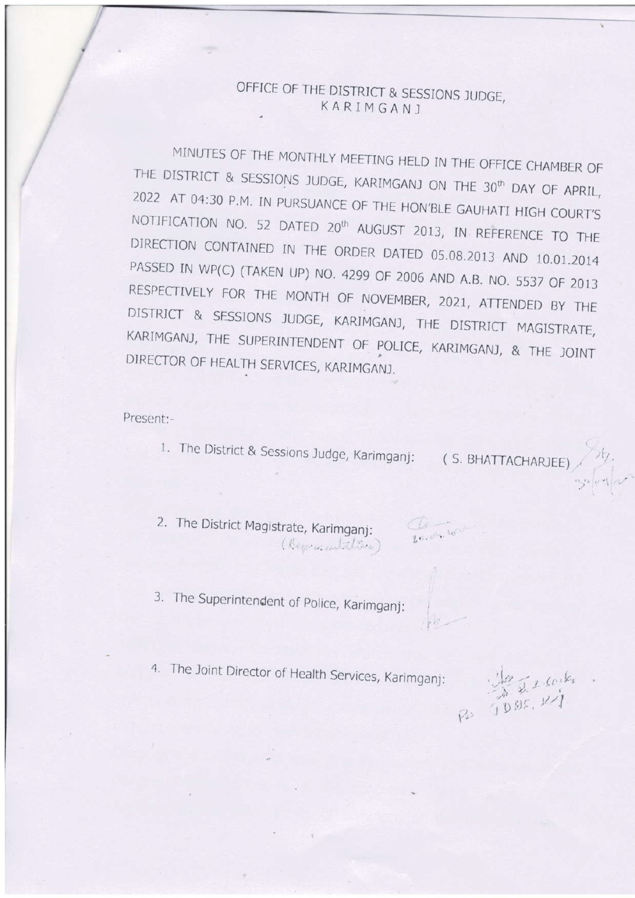# OFFICE OF THE DISTRICT & SESSIONS JUDGE,
## KARIMGANJ

MINUTES OF THE MONTHLY MEETING HELD IN THE OFFICE CHAMBER OF THE DISTRICT & SESSIONS JUDGE, KARIMGANJ ON THE 30th DAY OF APRIL, 2022 AT 04:30 P.M. IN PURSUANCE OF THE HON'BLE GAUHATI HIGH COURT'S NOTIFICATION NO. 52 DATED 20th AUGUST 2013, IN REFERENCE TO THE DIRECTION CONTAINED IN THE ORDER DATED 05.08.2013 AND 10.01.2014 PASSED IN WP(C) (TAKEN UP) NO. 4299 OF 2006 AND A.B. NO. 5537 OF 2013 RESPECTIVELY FOR THE MONTH OF NOVEMBER, 2021, ATTENDED BY THE DISTRICT & SESSIONS JUDGE, KARIMGANJ, THE DISTRICT MAGISTRATE, KARIMGANJ, THE SUPERINTENDENT OF POLICE, KARIMGANJ, & THE JOINT DIRECTOR OF HEALTH SERVICES, KARIMGANJ.

Present:-

1. The District & Sessions Judge, Karimganj: ( S. BHATTACHARJEE ) Sd/- 30/04/22
2. The District Magistrate, Karimganj: (Representative) Sd/- 30.04.2022
3. The Superintendent of Police, Karimganj: Sd/-
4. The Joint Director of Health Services, Karimganj: Sd/- For JDHS, K/J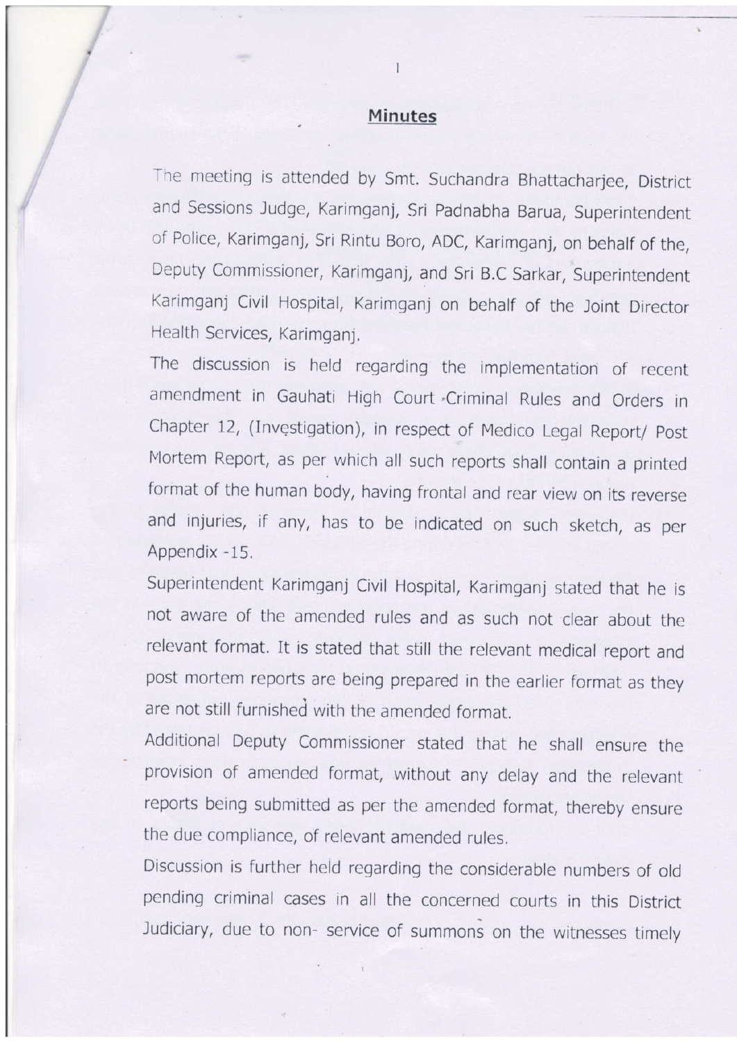## Minutes

The meeting is attended by Smt. Suchandra Bhattacharjee, District and Sessions Judge, Karimganj, Sri Padnabha Barua, Superintendent of Police, Karimganj, Sri Rintu Boro, ADC, Karimganj, on behalf of the, Deputy Commissioner, Karimganj, and Sri B.C Sarkar, Superintendent Karimganj Civil Hospital, Karimganj on behalf of the Joint Director Health Services, Karimganj.

The discussion is held regarding the implementation of recent amendment in Gauhati High Court Criminal Rules and Orders in Chapter 12, (Investigation), in respect of Medico Legal Report/ Post Mortem Report, as per which all such reports shall contain a printed format of the human body, having frontal and rear view on its reverse and injuries, if any, has to be indicated on such sketch, as per Appendix -15.

Superintendent Karimganj Civil Hospital, Karimganj stated that he is not aware of the amended rules and as such not clear about the relevant format. It is stated that still the relevant medical report and post mortem reports are being prepared in the earlier format as they are not still furnished with the amended format.

Additional Deputy Commissioner stated that he shall ensure the provision of amended format, without any delay and the relevant reports being submitted as per the amended format, thereby ensure the due compliance, of relevant amended rules.

Discussion is further held regarding the considerable numbers of old pending criminal cases in all the concerned courts in this District Judiciary, due to non- service of summons on the witnesses timely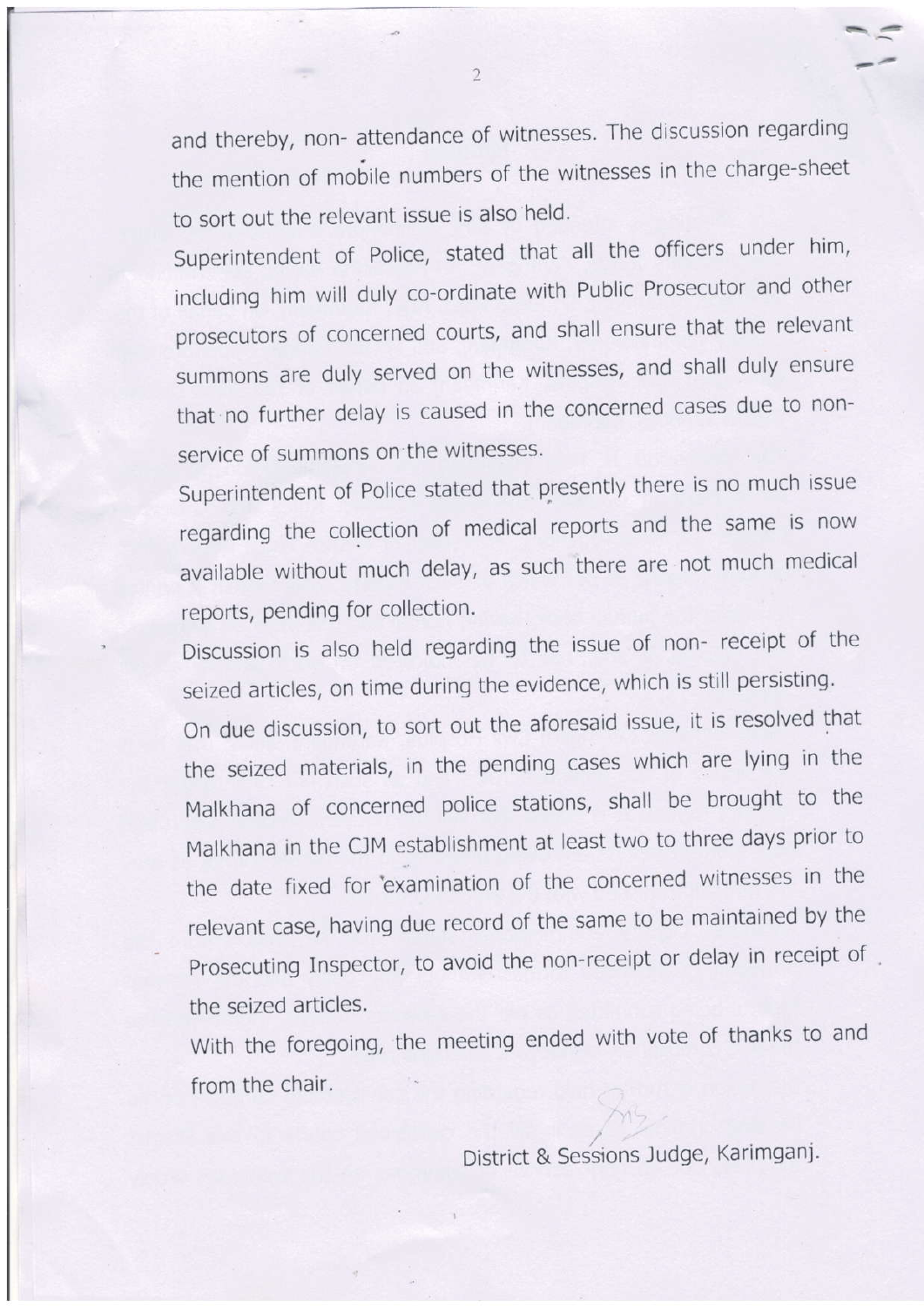and thereby, non- attendance of witnesses. The discussion regarding the mention of mobile numbers of the witnesses in the charge-sheet to sort out the relevant issue is also held.

Superintendent of Police, stated that all the officers under him, including him will duly co-ordinate with Public Prosecutor and other prosecutors of concerned courts, and shall ensure that the relevant summons are duly served on the witnesses, and shall duly ensure that no further delay is caused in the concerned cases due to non-service of summons on the witnesses.

Superintendent of Police stated that presently there is no much issue regarding the collection of medical reports and the same is now available without much delay, as such there are not much medical reports, pending for collection.

Discussion is also held regarding the issue of non- receipt of the seized articles, on time during the evidence, which is still persisting.

On due discussion, to sort out the aforesaid issue, it is resolved that the seized materials, in the pending cases which are lying in the Malkhana of concerned police stations, shall be brought to the Malkhana in the CJM establishment at least two to three days prior to the date fixed for examination of the concerned witnesses in the relevant case, having due record of the same to be maintained by the Prosecuting Inspector, to avoid the non-receipt or delay in receipt of the seized articles.

With the foregoing, the meeting ended with vote of thanks to and from the chair.

District & Sessions Judge, Karimganj.